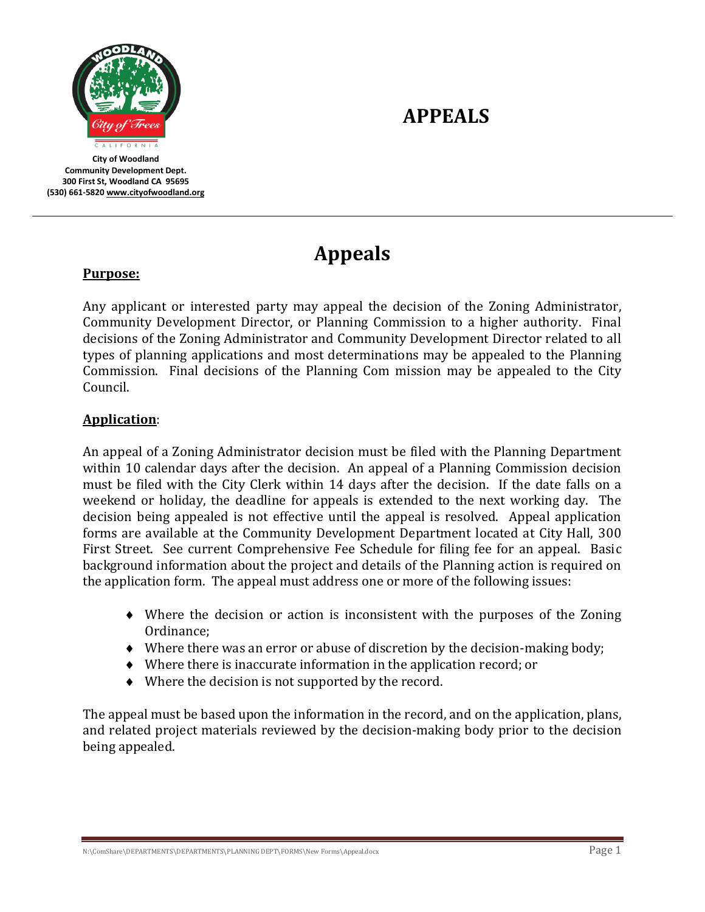City of Woodland
Community Development Dept.
300 First St, Woodland CA 95695
(530) 661-5820 www.cityofwoodland.org

# APPEALS

# Appeals

**Purpose:**

Any applicant or interested party may appeal the decision of the Zoning Administrator, Community Development Director, or Planning Commission to a higher authority. Final decisions of the Zoning Administrator and Community Development Director related to all types of planning applications and most determinations may be appealed to the Planning Commission. Final decisions of the Planning Com mission may be appealed to the City Council.

**Application**:

An appeal of a Zoning Administrator decision must be filed with the Planning Department within 10 calendar days after the decision. An appeal of a Planning Commission decision must be filed with the City Clerk within 14 days after the decision. If the date falls on a weekend or holiday, the deadline for appeals is extended to the next working day. The decision being appealed is not effective until the appeal is resolved. Appeal application forms are available at the Community Development Department located at City Hall, 300 First Street. See current Comprehensive Fee Schedule for filing fee for an appeal. Basic background information about the project and details of the Planning action is required on the application form. The appeal must address one or more of the following issues:

- Where the decision or action is inconsistent with the purposes of the Zoning Ordinance;
- Where there was an error or abuse of discretion by the decision-making body;
- Where there is inaccurate information in the application record; or
- Where the decision is not supported by the record.

The appeal must be based upon the information in the record, and on the application, plans, and related project materials reviewed by the decision-making body prior to the decision being appealed.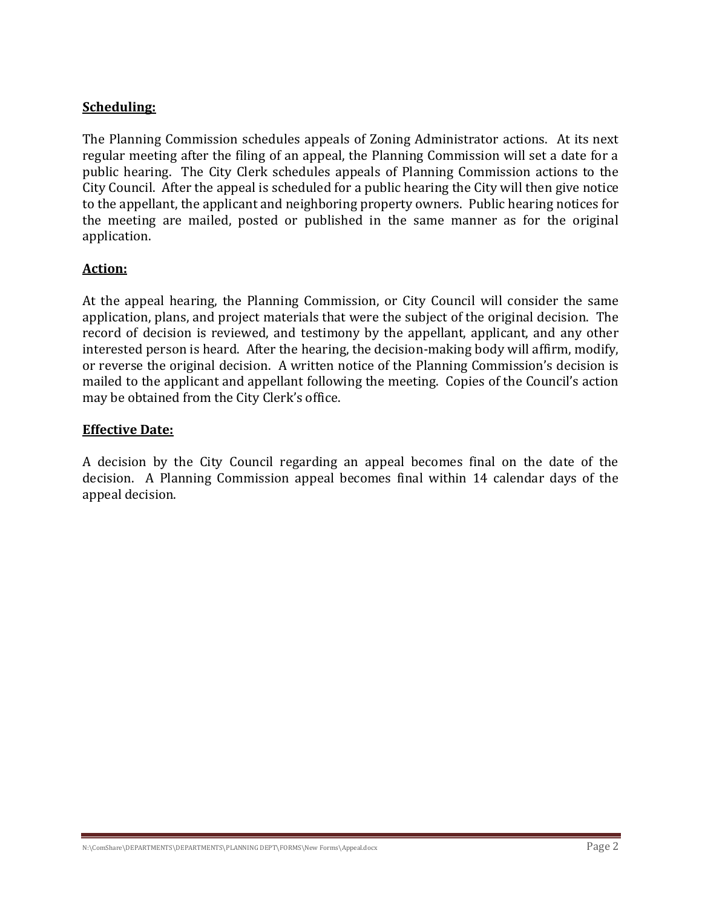**Scheduling:**

The Planning Commission schedules appeals of Zoning Administrator actions. At its next regular meeting after the filing of an appeal, the Planning Commission will set a date for a public hearing. The City Clerk schedules appeals of Planning Commission actions to the City Council. After the appeal is scheduled for a public hearing the City will then give notice to the appellant, the applicant and neighboring property owners. Public hearing notices for the meeting are mailed, posted or published in the same manner as for the original application.

**Action:**

At the appeal hearing, the Planning Commission, or City Council will consider the same application, plans, and project materials that were the subject of the original decision. The record of decision is reviewed, and testimony by the appellant, applicant, and any other interested person is heard. After the hearing, the decision-making body will affirm, modify, or reverse the original decision. A written notice of the Planning Commission's decision is mailed to the applicant and appellant following the meeting. Copies of the Council's action may be obtained from the City Clerk's office.

**Effective Date:**

A decision by the City Council regarding an appeal becomes final on the date of the decision. A Planning Commission appeal becomes final within 14 calendar days of the appeal decision.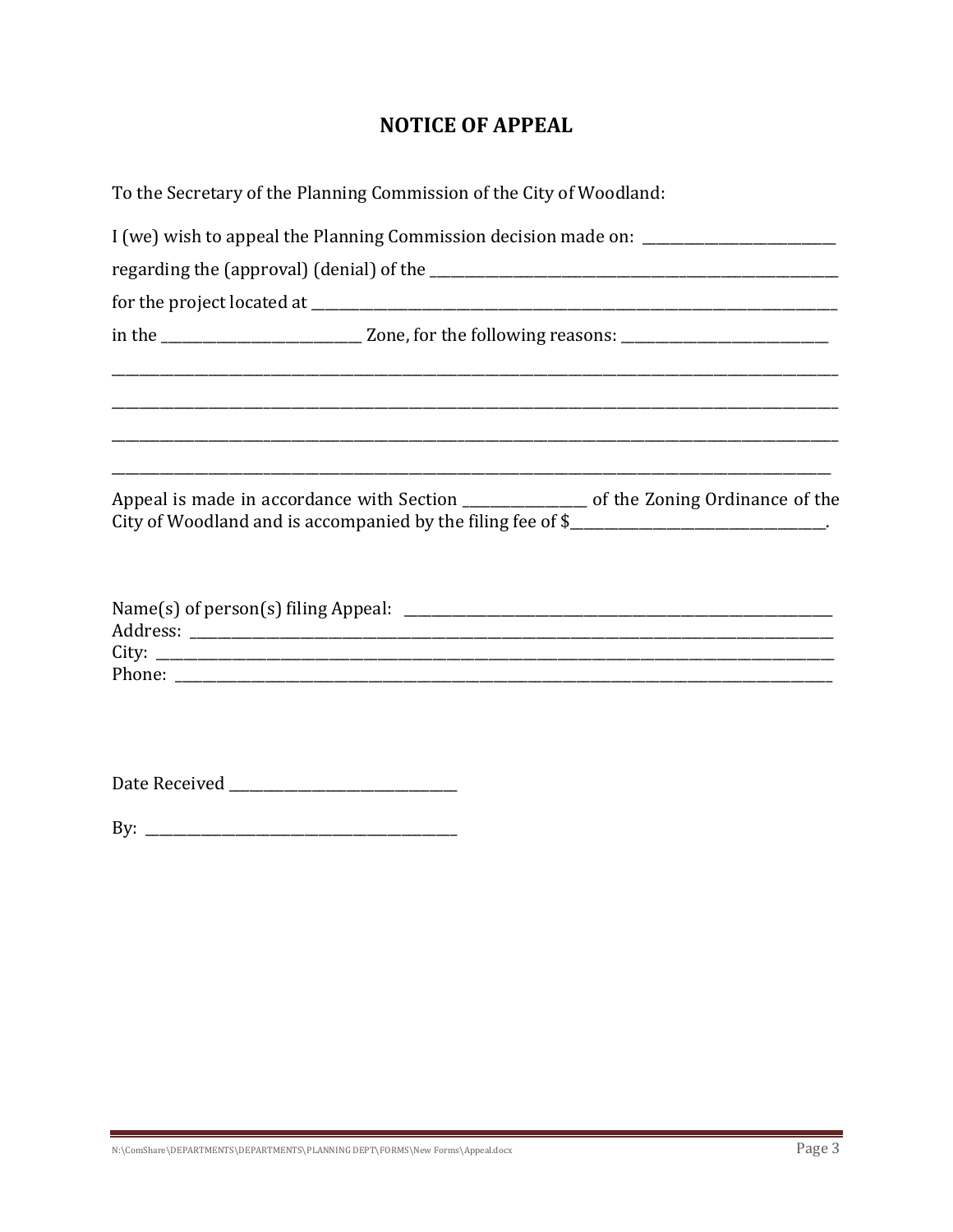# NOTICE OF APPEAL

To the Secretary of the Planning Commission of the City of Woodland:

I (we) wish to appeal the Planning Commission decision made on: ____________________________

regarding the (approval) (denial) of the ____________________________________________________________

for the project located at ______________________________________________________________________________

in the ____________________________ Zone, for the following reasons: ______________________________

________________________________________________________________________________________________________

________________________________________________________________________________________________________

________________________________________________________________________________________________________

________________________________________________________________________________________________________

Appeal is made in accordance with Section _________________ of the Zoning Ordinance of the City of Woodland and is accompanied by the filing fee of $___________________________________.

Name(s) of person(s) filing Appeal: _______________________________________________________________

Address: _______________________________________________________________________________________________

City: __________________________________________________________________________________________________

Phone: _________________________________________________________________________________________________

Date Received ________________________________

By: ____________________________________________